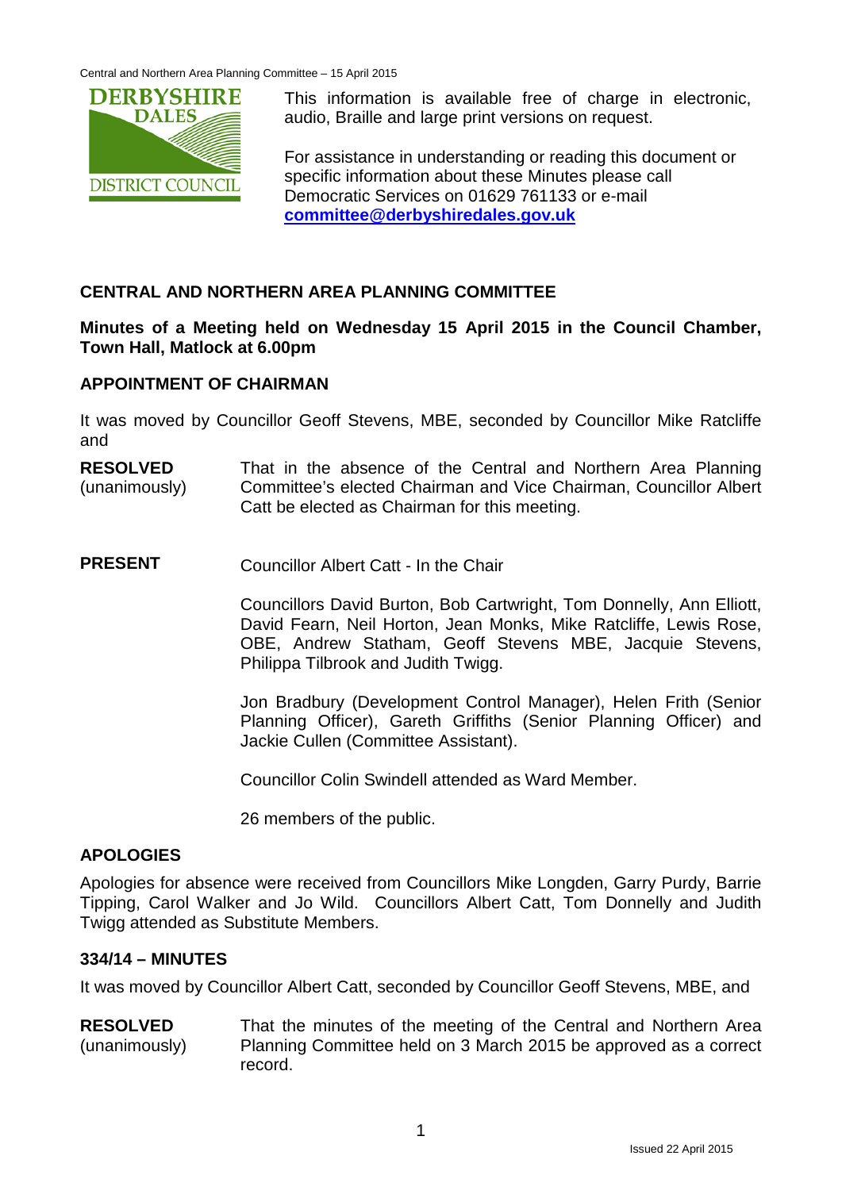This information is available free of charge in electronic, audio, Braille and large print versions on request.

For assistance in understanding or reading this document or specific information about these Minutes please call Democratic Services on 01629 761133 or e-mail **committee@derbyshiredales.gov.uk**

## CENTRAL AND NORTHERN AREA PLANNING COMMITTEE

**Minutes of a Meeting held on Wednesday 15 April 2015 in the Council Chamber, Town Hall, Matlock at 6.00pm**

### APPOINTMENT OF CHAIRMAN

It was moved by Councillor Geoff Stevens, MBE, seconded by Councillor Mike Ratcliffe and

**RESOLVED** (unanimously) That in the absence of the Central and Northern Area Planning Committee's elected Chairman and Vice Chairman, Councillor Albert Catt be elected as Chairman for this meeting.

**PRESENT** Councillor Albert Catt - In the Chair

Councillors David Burton, Bob Cartwright, Tom Donnelly, Ann Elliott, David Fearn, Neil Horton, Jean Monks, Mike Ratcliffe, Lewis Rose, OBE, Andrew Statham, Geoff Stevens MBE, Jacquie Stevens, Philippa Tilbrook and Judith Twigg.

Jon Bradbury (Development Control Manager), Helen Frith (Senior Planning Officer), Gareth Griffiths (Senior Planning Officer) and Jackie Cullen (Committee Assistant).

Councillor Colin Swindell attended as Ward Member.

26 members of the public.

### APOLOGIES

Apologies for absence were received from Councillors Mike Longden, Garry Purdy, Barrie Tipping, Carol Walker and Jo Wild. Councillors Albert Catt, Tom Donnelly and Judith Twigg attended as Substitute Members.

### 334/14 – MINUTES

It was moved by Councillor Albert Catt, seconded by Councillor Geoff Stevens, MBE, and

**RESOLVED** (unanimously) That the minutes of the meeting of the Central and Northern Area Planning Committee held on 3 March 2015 be approved as a correct record.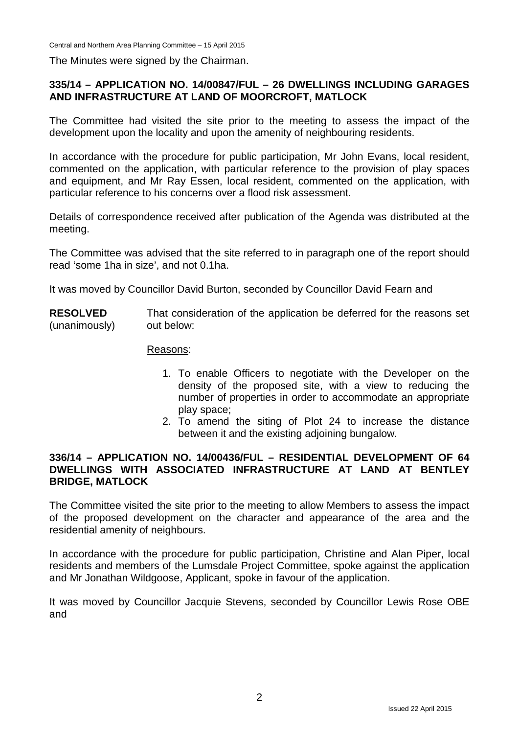The Minutes were signed by the Chairman.

## 335/14 – APPLICATION NO. 14/00847/FUL – 26 DWELLINGS INCLUDING GARAGES AND INFRASTRUCTURE AT LAND OF MOORCROFT, MATLOCK

The Committee had visited the site prior to the meeting to assess the impact of the development upon the locality and upon the amenity of neighbouring residents.

In accordance with the procedure for public participation, Mr John Evans, local resident, commented on the application, with particular reference to the provision of play spaces and equipment, and Mr Ray Essen, local resident, commented on the application, with particular reference to his concerns over a flood risk assessment.

Details of correspondence received after publication of the Agenda was distributed at the meeting.

The Committee was advised that the site referred to in paragraph one of the report should read 'some 1ha in size', and not 0.1ha.

It was moved by Councillor David Burton, seconded by Councillor David Fearn and

**RESOLVED** (unanimously) That consideration of the application be deferred for the reasons set out below:

Reasons:

1. To enable Officers to negotiate with the Developer on the density of the proposed site, with a view to reducing the number of properties in order to accommodate an appropriate play space;
2. To amend the siting of Plot 24 to increase the distance between it and the existing adjoining bungalow.

## 336/14 – APPLICATION NO. 14/00436/FUL – RESIDENTIAL DEVELOPMENT OF 64 DWELLINGS WITH ASSOCIATED INFRASTRUCTURE AT LAND AT BENTLEY BRIDGE, MATLOCK

The Committee visited the site prior to the meeting to allow Members to assess the impact of the proposed development on the character and appearance of the area and the residential amenity of neighbours.

In accordance with the procedure for public participation, Christine and Alan Piper, local residents and members of the Lumsdale Project Committee, spoke against the application and Mr Jonathan Wildgoose, Applicant, spoke in favour of the application.

It was moved by Councillor Jacquie Stevens, seconded by Councillor Lewis Rose OBE and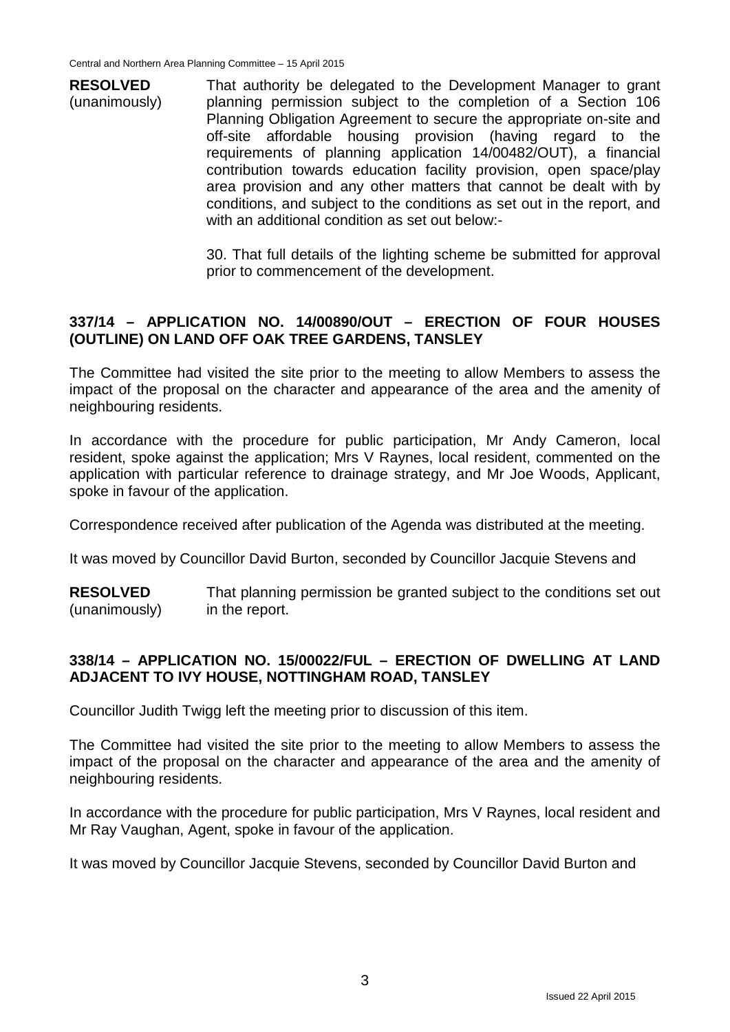**RESOLVED** (unanimously)

That authority be delegated to the Development Manager to grant planning permission subject to the completion of a Section 106 Planning Obligation Agreement to secure the appropriate on-site and off-site affordable housing provision (having regard to the requirements of planning application 14/00482/OUT), a financial contribution towards education facility provision, open space/play area provision and any other matters that cannot be dealt with by conditions, and subject to the conditions as set out in the report, and with an additional condition as set out below:-

30. That full details of the lighting scheme be submitted for approval prior to commencement of the development.

## 337/14 – APPLICATION NO. 14/00890/OUT – ERECTION OF FOUR HOUSES (OUTLINE) ON LAND OFF OAK TREE GARDENS, TANSLEY

The Committee had visited the site prior to the meeting to allow Members to assess the impact of the proposal on the character and appearance of the area and the amenity of neighbouring residents.

In accordance with the procedure for public participation, Mr Andy Cameron, local resident, spoke against the application; Mrs V Raynes, local resident, commented on the application with particular reference to drainage strategy, and Mr Joe Woods, Applicant, spoke in favour of the application.

Correspondence received after publication of the Agenda was distributed at the meeting.

It was moved by Councillor David Burton, seconded by Councillor Jacquie Stevens and

**RESOLVED** (unanimously)

That planning permission be granted subject to the conditions set out in the report.

## 338/14 – APPLICATION NO. 15/00022/FUL – ERECTION OF DWELLING AT LAND ADJACENT TO IVY HOUSE, NOTTINGHAM ROAD, TANSLEY

Councillor Judith Twigg left the meeting prior to discussion of this item.

The Committee had visited the site prior to the meeting to allow Members to assess the impact of the proposal on the character and appearance of the area and the amenity of neighbouring residents.

In accordance with the procedure for public participation, Mrs V Raynes, local resident and Mr Ray Vaughan, Agent, spoke in favour of the application.

It was moved by Councillor Jacquie Stevens, seconded by Councillor David Burton and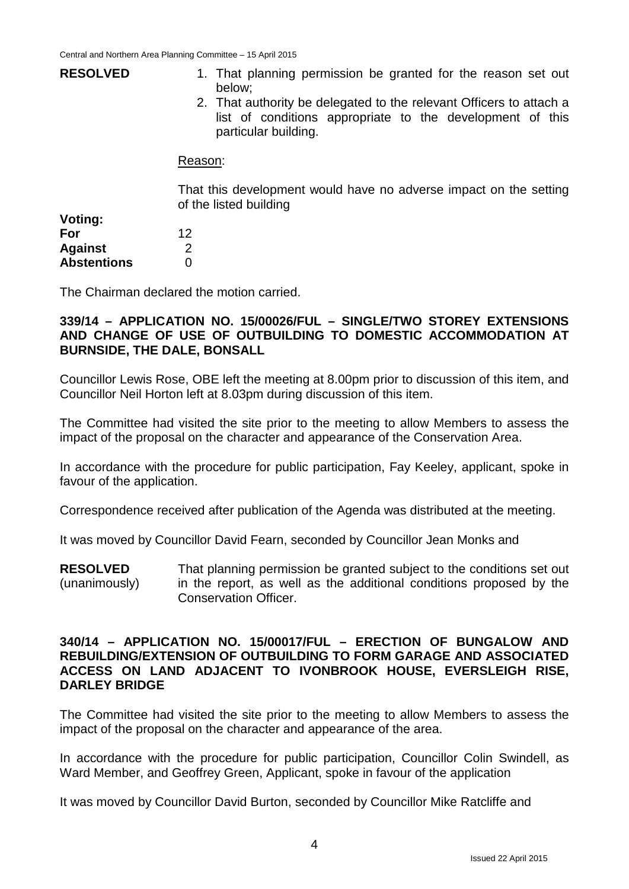**RESOLVED**

1. That planning permission be granted for the reason set out below;
2. That authority be delegated to the relevant Officers to attach a list of conditions appropriate to the development of this particular building.

Reason:

That this development would have no adverse impact on the setting of the listed building

| | |
|---|---|
| **Voting:** | |
| **For** | 12 |
| **Against** | 2 |
| **Abstentions** | 0 |

The Chairman declared the motion carried.

## 339/14 – APPLICATION NO. 15/00026/FUL – SINGLE/TWO STOREY EXTENSIONS AND CHANGE OF USE OF OUTBUILDING TO DOMESTIC ACCOMMODATION AT BURNSIDE, THE DALE, BONSALL

Councillor Lewis Rose, OBE left the meeting at 8.00pm prior to discussion of this item, and Councillor Neil Horton left at 8.03pm during discussion of this item.

The Committee had visited the site prior to the meeting to allow Members to assess the impact of the proposal on the character and appearance of the Conservation Area.

In accordance with the procedure for public participation, Fay Keeley, applicant, spoke in favour of the application.

Correspondence received after publication of the Agenda was distributed at the meeting.

It was moved by Councillor David Fearn, seconded by Councillor Jean Monks and

**RESOLVED** (unanimously) That planning permission be granted subject to the conditions set out in the report, as well as the additional conditions proposed by the Conservation Officer.

## 340/14 – APPLICATION NO. 15/00017/FUL – ERECTION OF BUNGALOW AND REBUILDING/EXTENSION OF OUTBUILDING TO FORM GARAGE AND ASSOCIATED ACCESS ON LAND ADJACENT TO IVONBROOK HOUSE, EVERSLEIGH RISE, DARLEY BRIDGE

The Committee had visited the site prior to the meeting to allow Members to assess the impact of the proposal on the character and appearance of the area.

In accordance with the procedure for public participation, Councillor Colin Swindell, as Ward Member, and Geoffrey Green, Applicant, spoke in favour of the application

It was moved by Councillor David Burton, seconded by Councillor Mike Ratcliffe and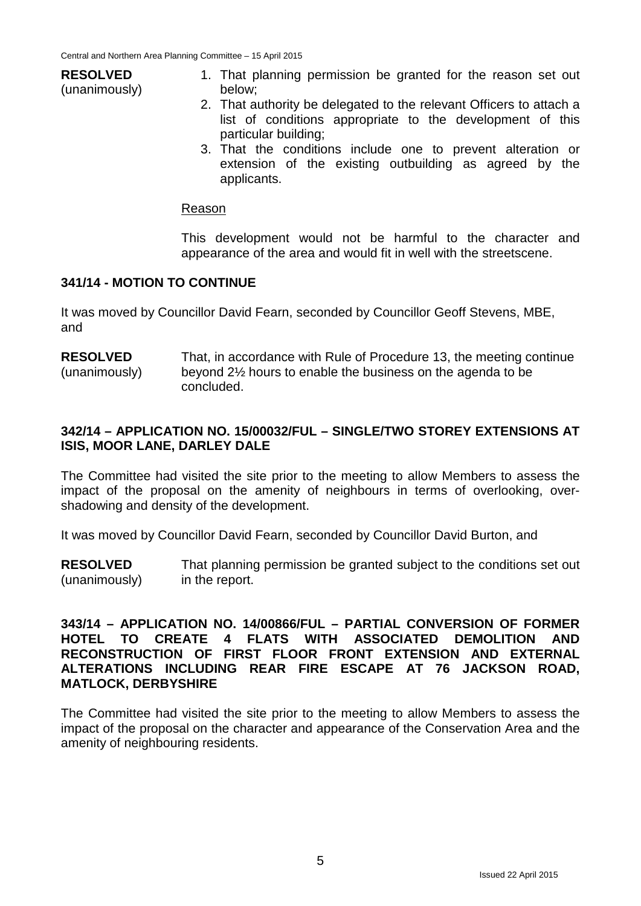**RESOLVED** (unanimously)

1. That planning permission be granted for the reason set out below;
2. That authority be delegated to the relevant Officers to attach a list of conditions appropriate to the development of this particular building;
3. That the conditions include one to prevent alteration or extension of the existing outbuilding as agreed by the applicants.

Reason

This development would not be harmful to the character and appearance of the area and would fit in well with the streetscene.

**341/14 - MOTION TO CONTINUE**

It was moved by Councillor David Fearn, seconded by Councillor Geoff Stevens, MBE, and

**RESOLVED** (unanimously) That, in accordance with Rule of Procedure 13, the meeting continue beyond 2½ hours to enable the business on the agenda to be concluded.

**342/14 – APPLICATION NO. 15/00032/FUL – SINGLE/TWO STOREY EXTENSIONS AT ISIS, MOOR LANE, DARLEY DALE**

The Committee had visited the site prior to the meeting to allow Members to assess the impact of the proposal on the amenity of neighbours in terms of overlooking, over-shadowing and density of the development.

It was moved by Councillor David Fearn, seconded by Councillor David Burton, and

**RESOLVED** (unanimously) That planning permission be granted subject to the conditions set out in the report.

**343/14 – APPLICATION NO. 14/00866/FUL – PARTIAL CONVERSION OF FORMER HOTEL TO CREATE 4 FLATS WITH ASSOCIATED DEMOLITION AND RECONSTRUCTION OF FIRST FLOOR FRONT EXTENSION AND EXTERNAL ALTERATIONS INCLUDING REAR FIRE ESCAPE AT 76 JACKSON ROAD, MATLOCK, DERBYSHIRE**

The Committee had visited the site prior to the meeting to allow Members to assess the impact of the proposal on the character and appearance of the Conservation Area and the amenity of neighbouring residents.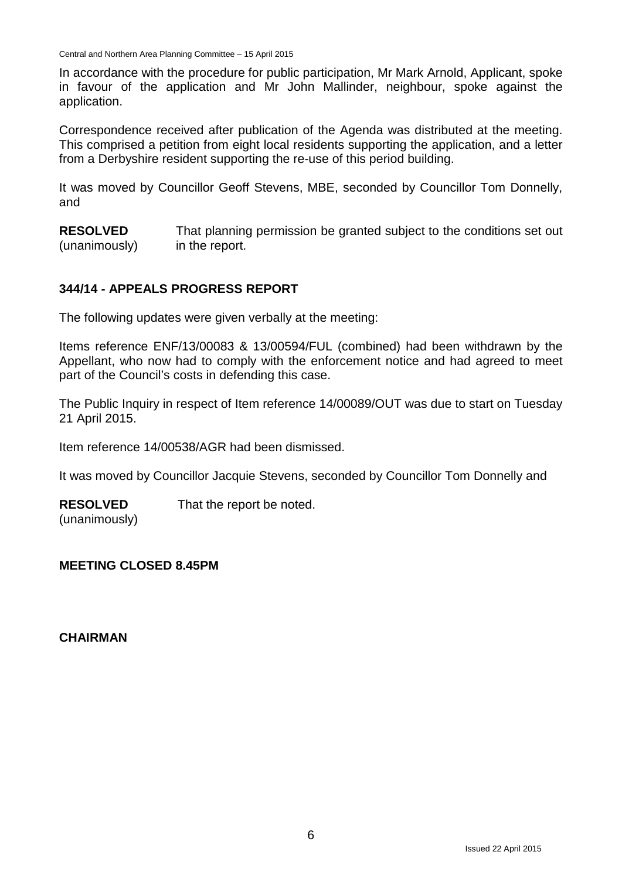In accordance with the procedure for public participation, Mr Mark Arnold, Applicant, spoke in favour of the application and Mr John Mallinder, neighbour, spoke against the application.

Correspondence received after publication of the Agenda was distributed at the meeting. This comprised a petition from eight local residents supporting the application, and a letter from a Derbyshire resident supporting the re-use of this period building.

It was moved by Councillor Geoff Stevens, MBE, seconded by Councillor Tom Donnelly, and

**RESOLVED** (unanimously) That planning permission be granted subject to the conditions set out in the report.

## 344/14 - APPEALS PROGRESS REPORT

The following updates were given verbally at the meeting:

Items reference ENF/13/00083 & 13/00594/FUL (combined) had been withdrawn by the Appellant, who now had to comply with the enforcement notice and had agreed to meet part of the Council's costs in defending this case.

The Public Inquiry in respect of Item reference 14/00089/OUT was due to start on Tuesday 21 April 2015.

Item reference 14/00538/AGR had been dismissed.

It was moved by Councillor Jacquie Stevens, seconded by Councillor Tom Donnelly and

**RESOLVED** (unanimously) That the report be noted.

**MEETING CLOSED 8.45PM**

**CHAIRMAN**

Issued 22 April 2015